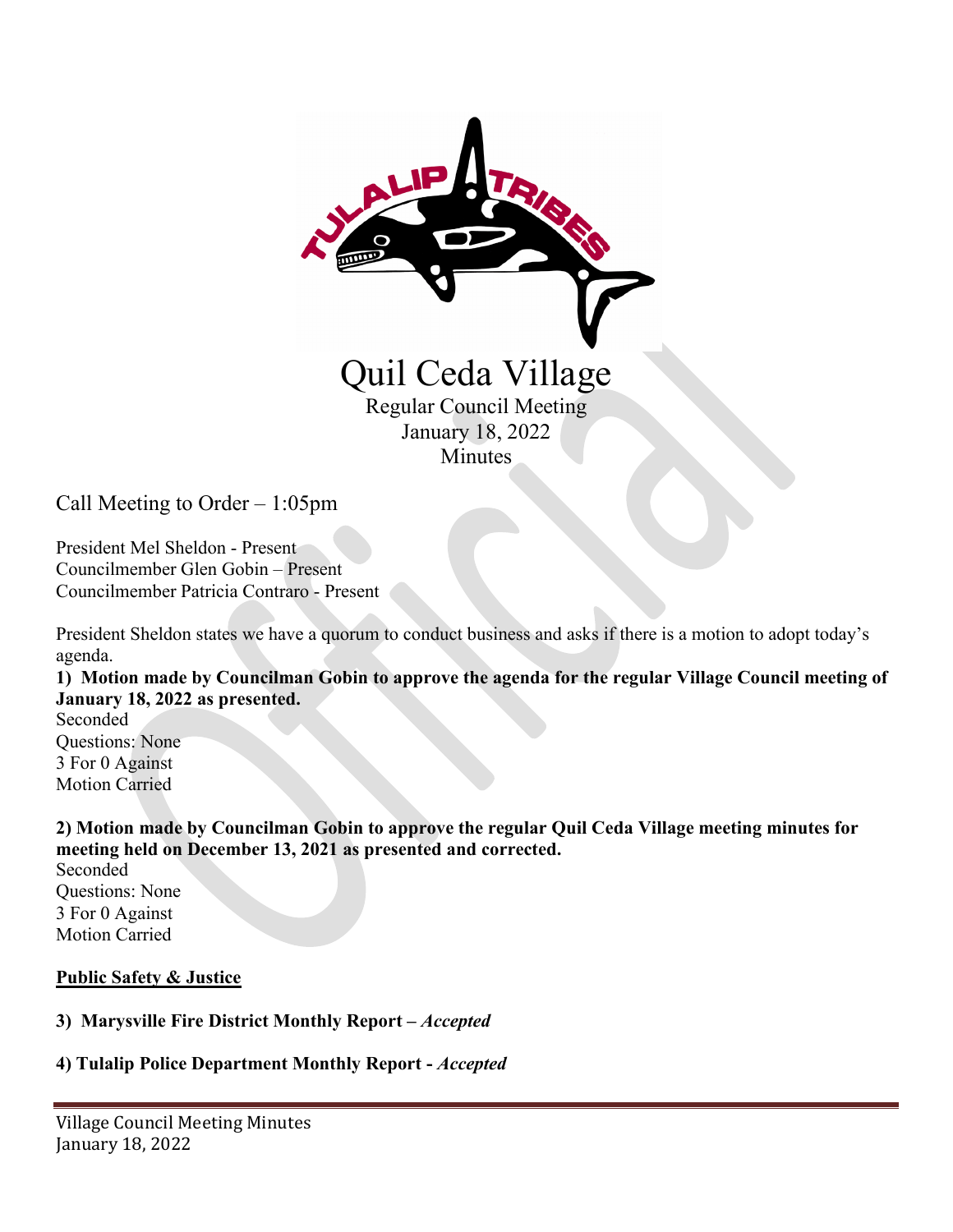# Quil Ceda Village

Regular Council Meeting
January 18, 2022
Minutes

Call Meeting to Order – 1:05pm

President Mel Sheldon - Present
Councilmember Glen Gobin – Present
Councilmember Patricia Contraro - Present

President Sheldon states we have a quorum to conduct business and asks if there is a motion to adopt today's agenda.

**1) Motion made by Councilman Gobin to approve the agenda for the regular Village Council meeting of January 18, 2022 as presented.**
Seconded
Questions: None
3 For 0 Against
Motion Carried

**2) Motion made by Councilman Gobin to approve the regular Quil Ceda Village meeting minutes for meeting held on December 13, 2021 as presented and corrected.**
Seconded
Questions: None
3 For 0 Against
Motion Carried

**Public Safety & Justice**

**3) Marysville Fire District Monthly Report –** ***Accepted***

**4) Tulalip Police Department Monthly Report -** ***Accepted***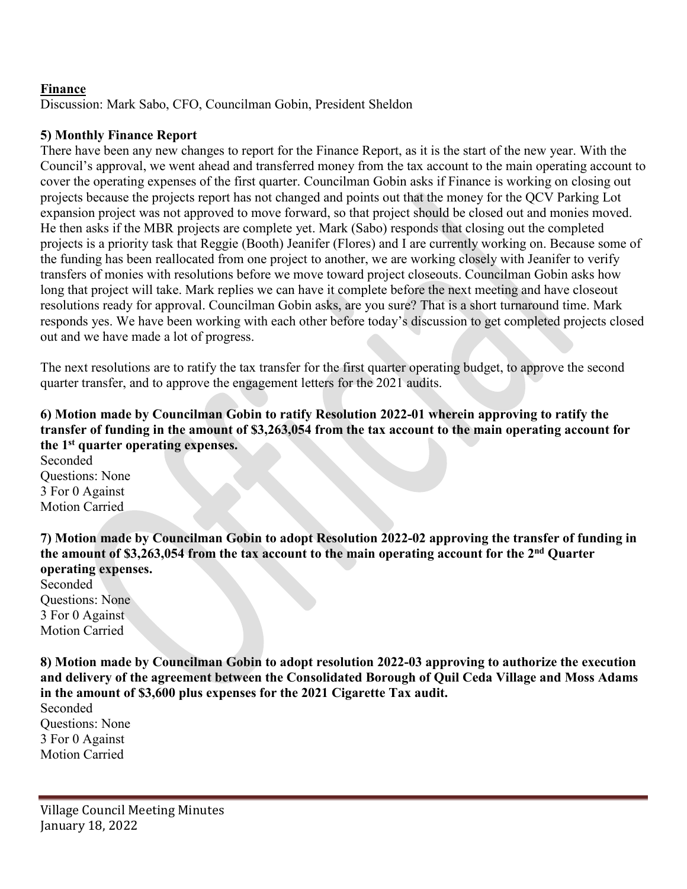**Finance**

Discussion: Mark Sabo, CFO, Councilman Gobin, President Sheldon

**5) Monthly Finance Report**

There have been any new changes to report for the Finance Report, as it is the start of the new year. With the Council's approval, we went ahead and transferred money from the tax account to the main operating account to cover the operating expenses of the first quarter. Councilman Gobin asks if Finance is working on closing out projects because the projects report has not changed and points out that the money for the QCV Parking Lot expansion project was not approved to move forward, so that project should be closed out and monies moved. He then asks if the MBR projects are complete yet. Mark (Sabo) responds that closing out the completed projects is a priority task that Reggie (Booth) Jeanifer (Flores) and I are currently working on. Because some of the funding has been reallocated from one project to another, we are working closely with Jeanifer to verify transfers of monies with resolutions before we move toward project closeouts. Councilman Gobin asks how long that project will take. Mark replies we can have it complete before the next meeting and have closeout resolutions ready for approval. Councilman Gobin asks, are you sure? That is a short turnaround time. Mark responds yes. We have been working with each other before today's discussion to get completed projects closed out and we have made a lot of progress.

The next resolutions are to ratify the tax transfer for the first quarter operating budget, to approve the second quarter transfer, and to approve the engagement letters for the 2021 audits.

**6) Motion made by Councilman Gobin to ratify Resolution 2022-01 wherein approving to ratify the transfer of funding in the amount of $3,263,054 from the tax account to the main operating account for the 1st quarter operating expenses.**

Seconded
Questions: None
3 For 0 Against
Motion Carried

**7) Motion made by Councilman Gobin to adopt Resolution 2022-02 approving the transfer of funding in the amount of $3,263,054 from the tax account to the main operating account for the 2nd Quarter operating expenses.**

Seconded
Questions: None
3 For 0 Against
Motion Carried

**8) Motion made by Councilman Gobin to adopt resolution 2022-03 approving to authorize the execution and delivery of the agreement between the Consolidated Borough of Quil Ceda Village and Moss Adams in the amount of $3,600 plus expenses for the 2021 Cigarette Tax audit.**

Seconded
Questions: None
3 For 0 Against
Motion Carried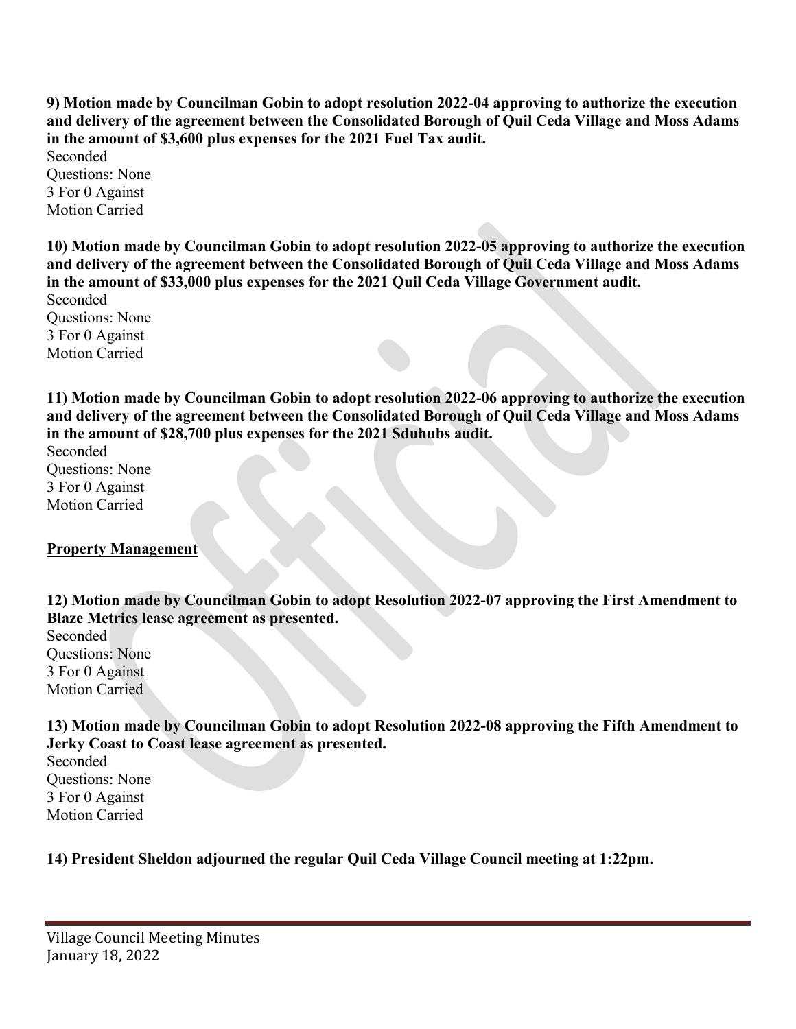**9) Motion made by Councilman Gobin to adopt resolution 2022-04 approving to authorize the execution and delivery of the agreement between the Consolidated Borough of Quil Ceda Village and Moss Adams in the amount of $3,600 plus expenses for the 2021 Fuel Tax audit.**
Seconded
Questions: None
3 For 0 Against
Motion Carried

**10) Motion made by Councilman Gobin to adopt resolution 2022-05 approving to authorize the execution and delivery of the agreement between the Consolidated Borough of Quil Ceda Village and Moss Adams in the amount of $33,000 plus expenses for the 2021 Quil Ceda Village Government audit.**
Seconded
Questions: None
3 For 0 Against
Motion Carried

**11) Motion made by Councilman Gobin to adopt resolution 2022-06 approving to authorize the execution and delivery of the agreement between the Consolidated Borough of Quil Ceda Village and Moss Adams in the amount of $28,700 plus expenses for the 2021 Sduhubs audit.**
Seconded
Questions: None
3 For 0 Against
Motion Carried

**Property Management**

**12) Motion made by Councilman Gobin to adopt Resolution 2022-07 approving the First Amendment to Blaze Metrics lease agreement as presented.**
Seconded
Questions: None
3 For 0 Against
Motion Carried

**13) Motion made by Councilman Gobin to adopt Resolution 2022-08 approving the Fifth Amendment to Jerky Coast to Coast lease agreement as presented.**
Seconded
Questions: None
3 For 0 Against
Motion Carried

**14) President Sheldon adjourned the regular Quil Ceda Village Council meeting at 1:22pm.**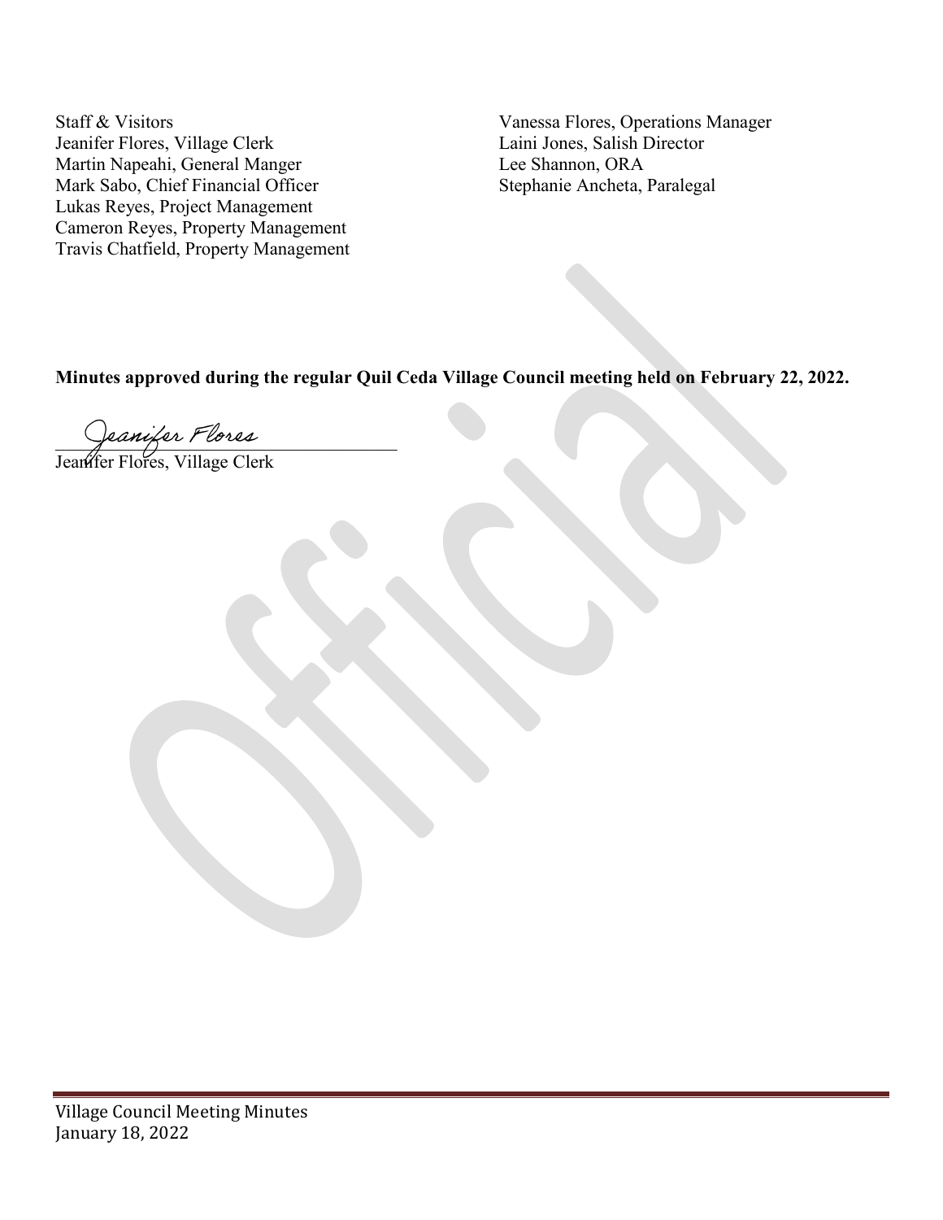Staff & Visitors
Jeanifer Flores, Village Clerk
Martin Napeahi, General Manger
Mark Sabo, Chief Financial Officer
Lukas Reyes, Project Management
Cameron Reyes, Property Management
Travis Chatfield, Property Management
Vanessa Flores, Operations Manager
Laini Jones, Salish Director
Lee Shannon, ORA
Stephanie Ancheta, Paralegal

**Minutes approved during the regular Quil Ceda Village Council meeting held on February 22, 2022.**

*Jeanifer Flores*

Jeanifer Flores, Village Clerk